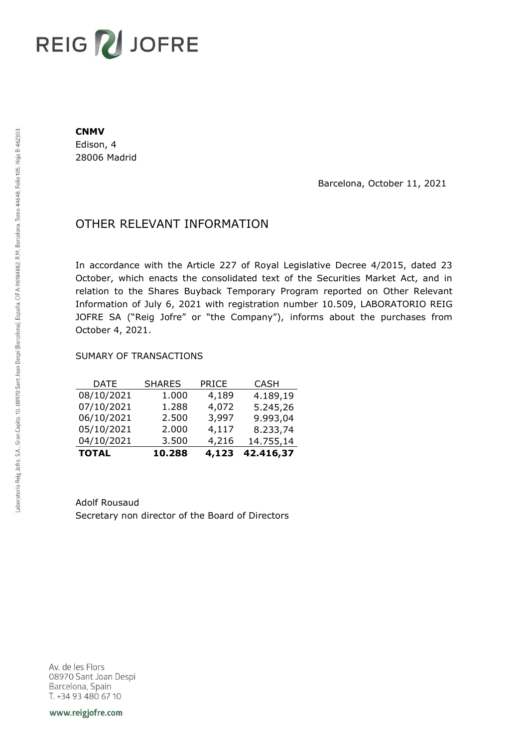**CNMV**
Edison, 4
28006 Madrid

Barcelona, October 11, 2021

# OTHER RELEVANT INFORMATION

In accordance with the Article 227 of Royal Legislative Decree 4/2015, dated 23 October, which enacts the consolidated text of the Securities Market Act, and in relation to the Shares Buyback Temporary Program reported on Other Relevant Information of July 6, 2021 with registration number 10.509, LABORATORIO REIG JOFRE SA ("Reig Jofre" or "the Company"), informs about the purchases from October 4, 2021.

SUMARY OF TRANSACTIONS

| DATE | SHARES | PRICE | CASH |
|---|---|---|---|
| 08/10/2021 | 1.000 | 4,189 | 4.189,19 |
| 07/10/2021 | 1.288 | 4,072 | 5.245,26 |
| 06/10/2021 | 2.500 | 3,997 | 9.993,04 |
| 05/10/2021 | 2.000 | 4,117 | 8.233,74 |
| 04/10/2021 | 3.500 | 4,216 | 14.755,14 |
| **TOTAL** | **10.288** | **4,123** | **42.416,37** |

Adolf Rousaud
Secretary non director of the Board of Directors

Av. de les Flors
08970 Sant Joan Despi
Barcelona, Spain
T. +34 93 480 67 10

www.reigjofre.com

Laboratorio Reig Jofre, S.A., Gran Capita, 10, 08970 Sant Joan Despi (Barcelona), España. CIF A-96184882. R.M. Barcelona, Tomo 44648, Folio 105, Hoja B-462303.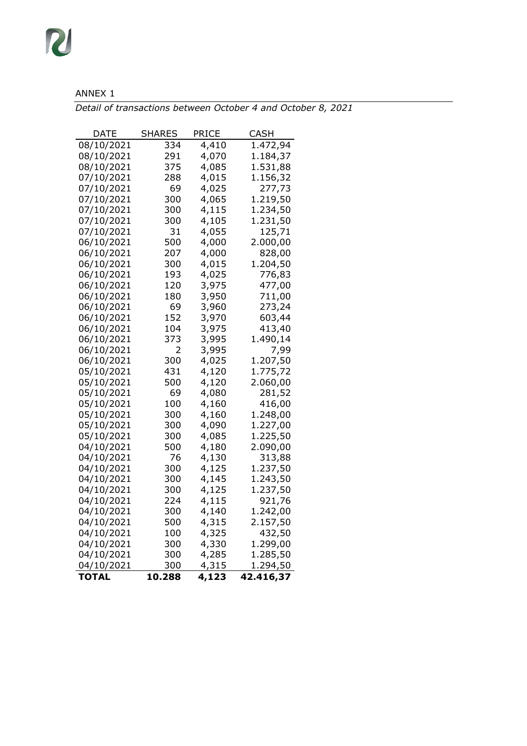ANNEX 1

*Detail of transactions between October 4 and October 8, 2021*

| DATE | SHARES | PRICE | CASH |
|---|---|---|---|
| 08/10/2021 | 334 | 4,410 | 1.472,94 |
| 08/10/2021 | 291 | 4,070 | 1.184,37 |
| 08/10/2021 | 375 | 4,085 | 1.531,88 |
| 07/10/2021 | 288 | 4,015 | 1.156,32 |
| 07/10/2021 | 69 | 4,025 | 277,73 |
| 07/10/2021 | 300 | 4,065 | 1.219,50 |
| 07/10/2021 | 300 | 4,115 | 1.234,50 |
| 07/10/2021 | 300 | 4,105 | 1.231,50 |
| 07/10/2021 | 31 | 4,055 | 125,71 |
| 06/10/2021 | 500 | 4,000 | 2.000,00 |
| 06/10/2021 | 207 | 4,000 | 828,00 |
| 06/10/2021 | 300 | 4,015 | 1.204,50 |
| 06/10/2021 | 193 | 4,025 | 776,83 |
| 06/10/2021 | 120 | 3,975 | 477,00 |
| 06/10/2021 | 180 | 3,950 | 711,00 |
| 06/10/2021 | 69 | 3,960 | 273,24 |
| 06/10/2021 | 152 | 3,970 | 603,44 |
| 06/10/2021 | 104 | 3,975 | 413,40 |
| 06/10/2021 | 373 | 3,995 | 1.490,14 |
| 06/10/2021 | 2 | 3,995 | 7,99 |
| 06/10/2021 | 300 | 4,025 | 1.207,50 |
| 05/10/2021 | 431 | 4,120 | 1.775,72 |
| 05/10/2021 | 500 | 4,120 | 2.060,00 |
| 05/10/2021 | 69 | 4,080 | 281,52 |
| 05/10/2021 | 100 | 4,160 | 416,00 |
| 05/10/2021 | 300 | 4,160 | 1.248,00 |
| 05/10/2021 | 300 | 4,090 | 1.227,00 |
| 05/10/2021 | 300 | 4,085 | 1.225,50 |
| 04/10/2021 | 500 | 4,180 | 2.090,00 |
| 04/10/2021 | 76 | 4,130 | 313,88 |
| 04/10/2021 | 300 | 4,125 | 1.237,50 |
| 04/10/2021 | 300 | 4,145 | 1.243,50 |
| 04/10/2021 | 300 | 4,125 | 1.237,50 |
| 04/10/2021 | 224 | 4,115 | 921,76 |
| 04/10/2021 | 300 | 4,140 | 1.242,00 |
| 04/10/2021 | 500 | 4,315 | 2.157,50 |
| 04/10/2021 | 100 | 4,325 | 432,50 |
| 04/10/2021 | 300 | 4,330 | 1.299,00 |
| 04/10/2021 | 300 | 4,285 | 1.285,50 |
| 04/10/2021 | 300 | 4,315 | 1.294,50 |
| **TOTAL** | **10.288** | **4,123** | **42.416,37** |